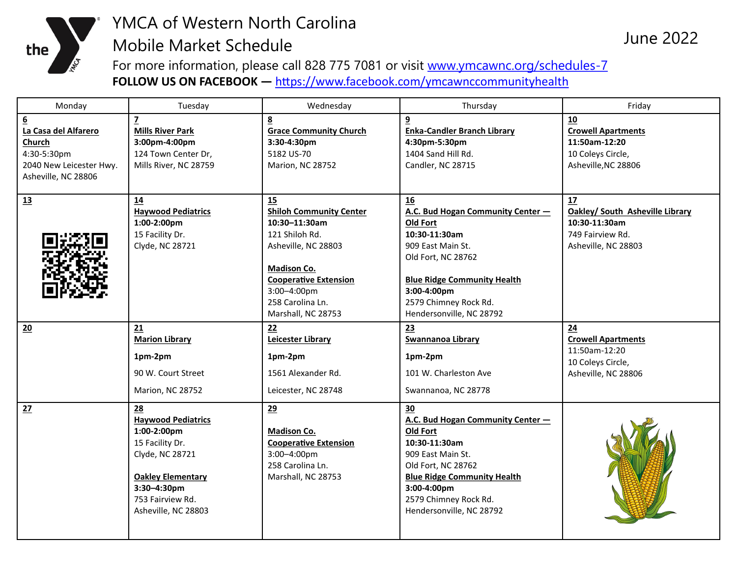# YMCA of Western North Carolina

## Mobile Market Schedule

June 2022

For more information, please call 828 775 7081 or visit www.ymcawnc.org/schedules-7

**FOLLOW US ON FACEBOOK —** https://www.facebook.com/ymcawnccommunityhealth

| Monday | Tuesday | Wednesday | Thursday | Friday |
|---|---|---|---|---|
| **6**<br>**La Casa del Alfarero Church**<br>4:30-5:30pm<br>2040 New Leicester Hwy.<br>Asheville, NC 28806 | **7**<br>**Mills River Park**<br>**3:00pm-4:00pm**<br>124 Town Center Dr,<br>Mills River, NC 28759 | **8**<br>**Grace Community Church**<br>**3:30-4:30pm**<br>5182 US-70<br>Marion, NC 28752 | **9**<br>**Enka-Candler Branch Library**<br>**4:30pm-5:30pm**<br>1404 Sand Hill Rd.<br>Candler, NC 28715 | **10**<br>**Crowell Apartments**<br>**11:50am-12:20**<br>10 Coleys Circle,<br>Asheville,NC 28806 |
| **13** | **14**<br>**Haywood Pediatrics**<br>**1:00-2:00pm**<br>15 Facility Dr.<br>Clyde, NC 28721 | **15**<br>**Shiloh Community Center**<br>**10:30–11:30am**<br>121 Shiloh Rd.<br>Asheville, NC 28803<br><br>**Madison Co. Cooperative Extension**<br>3:00–4:00pm<br>258 Carolina Ln.<br>Marshall, NC 28753 | **16**<br>**A.C. Bud Hogan Community Center — Old Fort**<br>**10:30-11:30am**<br>909 East Main St.<br>Old Fort, NC 28762<br><br>**Blue Ridge Community Health**<br>**3:00-4:00pm**<br>2579 Chimney Rock Rd.<br>Hendersonville, NC 28792 | **17**<br>**Oakley/ South Asheville Library**<br>**10:30-11:30am**<br>749 Fairview Rd.<br>Asheville, NC 28803 |
| **20** | **21**<br>**Marion Library**<br>**1pm-2pm**<br>90 W. Court Street<br>Marion, NC 28752 | **22**<br>**Leicester Library**<br>**1pm-2pm**<br>1561 Alexander Rd.<br>Leicester, NC 28748 | **23**<br>**Swannanoa Library**<br>**1pm-2pm**<br>101 W. Charleston Ave<br>Swannanoa, NC 28778 | **24**<br>**Crowell Apartments**<br>11:50am-12:20<br>10 Coleys Circle,<br>Asheville, NC 28806 |
| **27** | **28**<br>**Haywood Pediatrics**<br>**1:00-2:00pm**<br>15 Facility Dr.<br>Clyde, NC 28721<br><br>**Oakley Elementary**<br>**3:30–4:30pm**<br>753 Fairview Rd.<br>Asheville, NC 28803 | **29**<br><br>**Madison Co. Cooperative Extension**<br>3:00–4:00pm<br>258 Carolina Ln.<br>Marshall, NC 28753 | **30**<br>**A.C. Bud Hogan Community Center — Old Fort**<br>**10:30-11:30am**<br>909 East Main St.<br>Old Fort, NC 28762<br>**Blue Ridge Community Health**<br>**3:00-4:00pm**<br>2579 Chimney Rock Rd.<br>Hendersonville, NC 28792 | |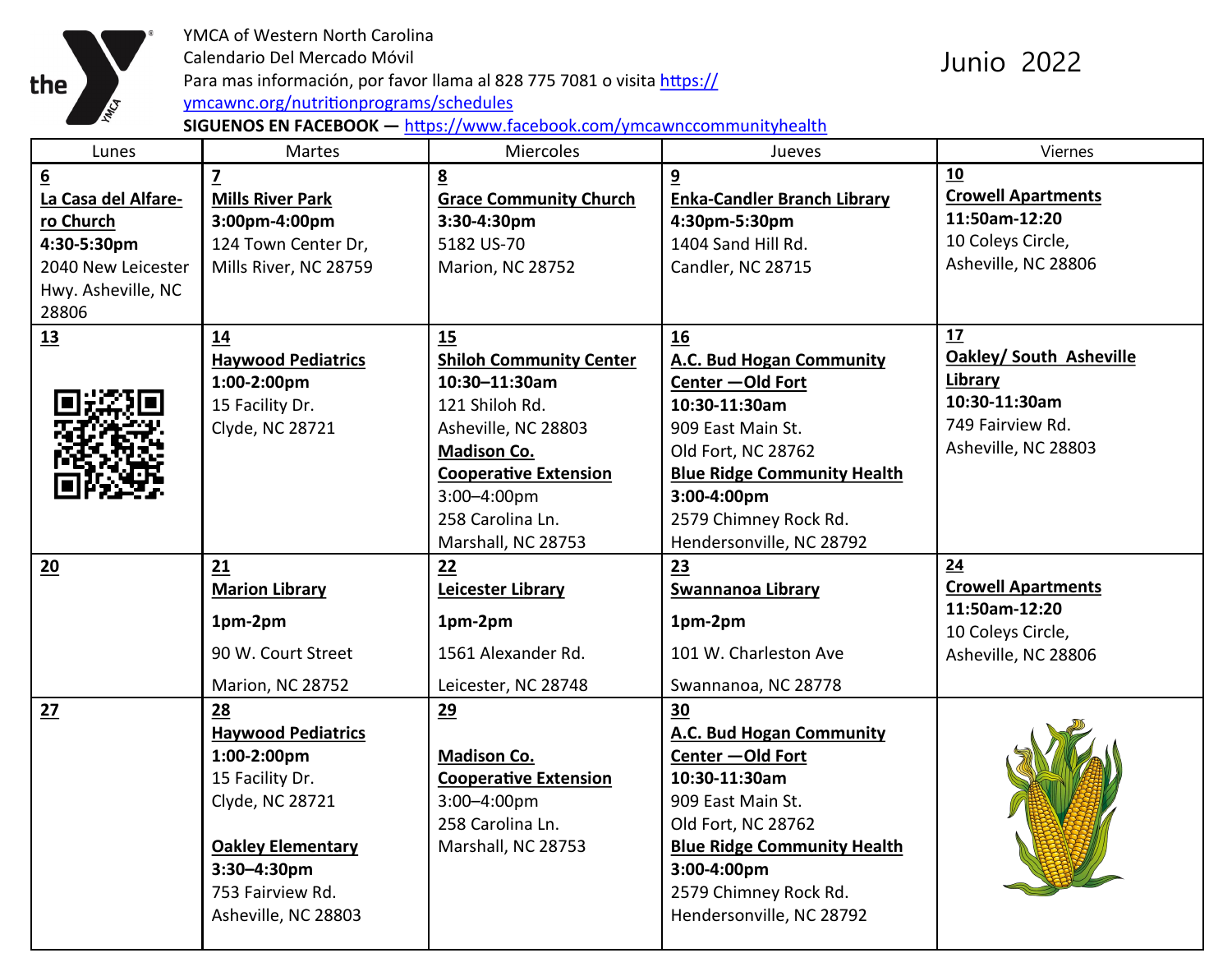YMCA of Western North Carolina
Calendario Del Mercado Móvil
Para mas información, por favor llama al 828 775 7081 o visita https://ymcawnc.org/nutritionprograms/schedules
**SIGUENOS EN FACEBOOK —** https://www.facebook.com/ymcawnccommunityhealth

Junio 2022

| Lunes | Martes | Miercoles | Jueves | Viernes |
|---|---|---|---|---|
| **6** **La Casa del Alfarero Church** **4:30-5:30pm** 2040 New Leicester Hwy. Asheville, NC 28806 | **7** **Mills River Park** **3:00pm-4:00pm** 124 Town Center Dr, Mills River, NC 28759 | **8** **Grace Community Church** **3:30-4:30pm** 5182 US-70 Marion, NC 28752 | **9** **Enka-Candler Branch Library** **4:30pm-5:30pm** 1404 Sand Hill Rd. Candler, NC 28715 | **10** **Crowell Apartments** **11:50am-12:20** 10 Coleys Circle, Asheville, NC 28806 |
| **13** | **14** **Haywood Pediatrics** **1:00-2:00pm** 15 Facility Dr. Clyde, NC 28721 | **15** **Shiloh Community Center** **10:30–11:30am** 121 Shiloh Rd. Asheville, NC 28803 **Madison Co. Cooperative Extension** 3:00–4:00pm 258 Carolina Ln. Marshall, NC 28753 | **16** **A.C. Bud Hogan Community Center —Old Fort** **10:30-11:30am** 909 East Main St. Old Fort, NC 28762 **Blue Ridge Community Health** **3:00-4:00pm** 2579 Chimney Rock Rd. Hendersonville, NC 28792 | **17** **Oakley/ South Asheville Library** **10:30-11:30am** 749 Fairview Rd. Asheville, NC 28803 |
| **20** | **21** **Marion Library** **1pm-2pm** 90 W. Court Street Marion, NC 28752 | **22** **Leicester Library** **1pm-2pm** 1561 Alexander Rd. Leicester, NC 28748 | **23** **Swannanoa Library** **1pm-2pm** 101 W. Charleston Ave Swannanoa, NC 28778 | **24** **Crowell Apartments** **11:50am-12:20** 10 Coleys Circle, Asheville, NC 28806 |
| **27** | **28** **Haywood Pediatrics** **1:00-2:00pm** 15 Facility Dr. Clyde, NC 28721 **Oakley Elementary** **3:30–4:30pm** 753 Fairview Rd. Asheville, NC 28803 | **29** **Madison Co. Cooperative Extension** 3:00–4:00pm 258 Carolina Ln. Marshall, NC 28753 | **30** **A.C. Bud Hogan Community Center —Old Fort** **10:30-11:30am** 909 East Main St. Old Fort, NC 28762 **Blue Ridge Community Health** **3:00-4:00pm** 2579 Chimney Rock Rd. Hendersonville, NC 28792 | |